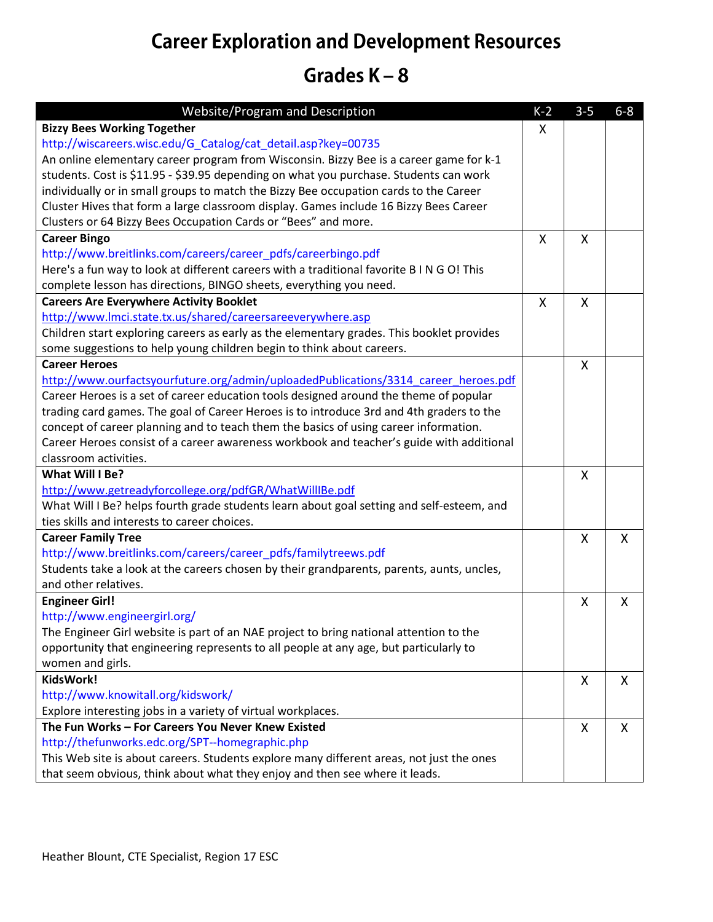# Career Exploration and Development Resources

## Grades K – 8

| Website/Program and Description | K-2 | 3-5 | 6-8 |
|---|---|---|---|
| **Bizzy Bees Working Together**<br>http://wiscareers.wisc.edu/G_Catalog/cat_detail.asp?key=00735<br>An online elementary career program from Wisconsin. Bizzy Bee is a career game for k-1 students. Cost is $11.95 - $39.95 depending on what you purchase. Students can work individually or in small groups to match the Bizzy Bee occupation cards to the Career Cluster Hives that form a large classroom display. Games include 16 Bizzy Bees Career Clusters or 64 Bizzy Bees Occupation Cards or "Bees" and more. | X | | |
| **Career Bingo**<br>http://www.breitlinks.com/careers/career_pdfs/careerbingo.pdf<br>Here's a fun way to look at different careers with a traditional favorite B I N G O! This complete lesson has directions, BINGO sheets, everything you need. | X | X | |
| **Careers Are Everywhere Activity Booklet**<br>http://www.lmci.state.tx.us/shared/careersareeverywhere.asp<br>Children start exploring careers as early as the elementary grades. This booklet provides some suggestions to help young children begin to think about careers. | X | X | |
| **Career Heroes**<br>http://www.ourfactsyourfuture.org/admin/uploadedPublications/3314_career_heroes.pdf<br>Career Heroes is a set of career education tools designed around the theme of popular trading card games. The goal of Career Heroes is to introduce 3rd and 4th graders to the concept of career planning and to teach them the basics of using career information. Career Heroes consist of a career awareness workbook and teacher's guide with additional classroom activities. | | X | |
| **What Will I Be?**<br>http://www.getreadyforcollege.org/pdfGR/WhatWillIBe.pdf<br>What Will I Be? helps fourth grade students learn about goal setting and self-esteem, and ties skills and interests to career choices. | | X | |
| **Career Family Tree**<br>http://www.breitlinks.com/careers/career_pdfs/familytreews.pdf<br>Students take a look at the careers chosen by their grandparents, parents, aunts, uncles, and other relatives. | | X | X |
| **Engineer Girl!**<br>http://www.engineergirl.org/<br>The Engineer Girl website is part of an NAE project to bring national attention to the opportunity that engineering represents to all people at any age, but particularly to women and girls. | | X | X |
| **KidsWork!**<br>http://www.knowitall.org/kidswork/<br>Explore interesting jobs in a variety of virtual workplaces. | | X | X |
| **The Fun Works – For Careers You Never Knew Existed**<br>http://thefunworks.edc.org/SPT--homegraphic.php<br>This Web site is about careers. Students explore many different areas, not just the ones that seem obvious, think about what they enjoy and then see where it leads. | | X | X |

Heather Blount, CTE Specialist, Region 17 ESC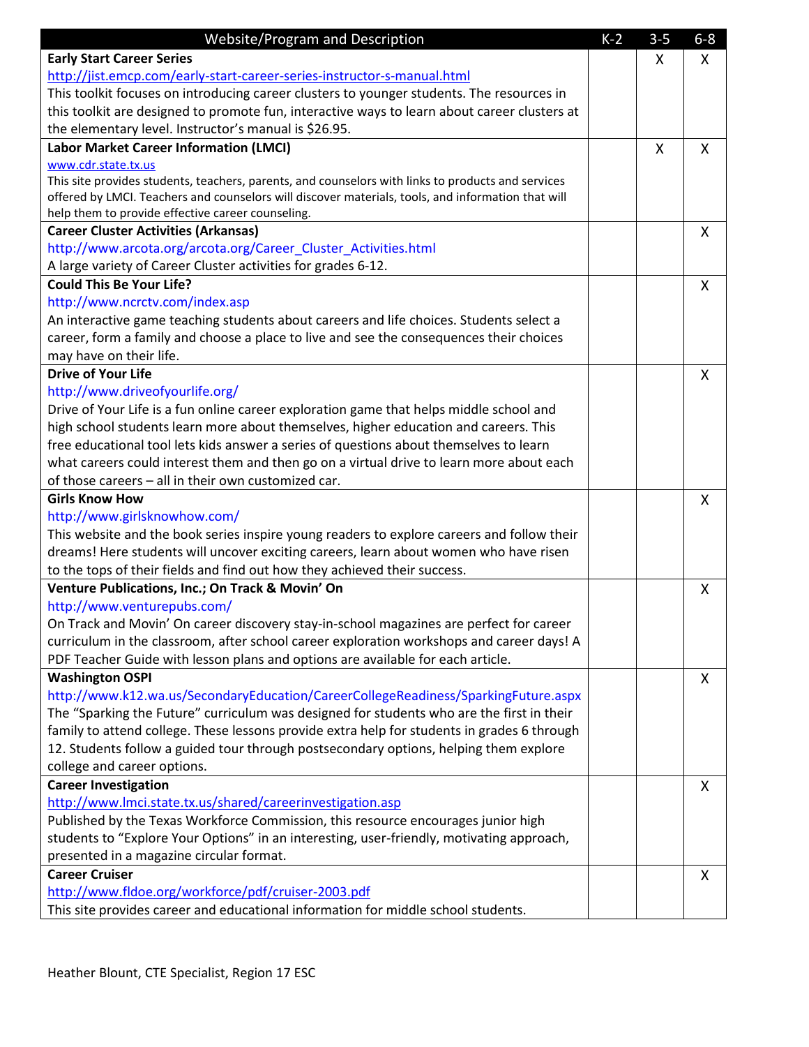| Website/Program and Description | K-2 | 3-5 | 6-8 |
|---|---|---|---|
| **Early Start Career Series**<br>http://jist.emcp.com/early-start-career-series-instructor-s-manual.html<br>This toolkit focuses on introducing career clusters to younger students. The resources in this toolkit are designed to promote fun, interactive ways to learn about career clusters at the elementary level. Instructor's manual is $26.95. | | X | X |
| **Labor Market Career Information (LMCI)**<br>www.cdr.state.tx.us<br>This site provides students, teachers, parents, and counselors with links to products and services offered by LMCI. Teachers and counselors will discover materials, tools, and information that will help them to provide effective career counseling. | | X | X |
| **Career Cluster Activities (Arkansas)**<br>http://www.arcota.org/arcota.org/Career_Cluster_Activities.html<br>A large variety of Career Cluster activities for grades 6-12. | | | X |
| **Could This Be Your Life?**<br>http://www.ncrctv.com/index.asp<br>An interactive game teaching students about careers and life choices. Students select a career, form a family and choose a place to live and see the consequences their choices may have on their life. | | | X |
| **Drive of Your Life**<br>http://www.driveofyourlife.org/<br>Drive of Your Life is a fun online career exploration game that helps middle school and high school students learn more about themselves, higher education and careers. This free educational tool lets kids answer a series of questions about themselves to learn what careers could interest them and then go on a virtual drive to learn more about each of those careers – all in their own customized car. | | | X |
| **Girls Know How**<br>http://www.girlsknowhow.com/<br>This website and the book series inspire young readers to explore careers and follow their dreams! Here students will uncover exciting careers, learn about women who have risen to the tops of their fields and find out how they achieved their success. | | | X |
| **Venture Publications, Inc.; On Track & Movin' On**<br>http://www.venturepubs.com/<br>On Track and Movin' On career discovery stay-in-school magazines are perfect for career curriculum in the classroom, after school career exploration workshops and career days! A PDF Teacher Guide with lesson plans and options are available for each article. | | | X |
| **Washington OSPI**<br>http://www.k12.wa.us/SecondaryEducation/CareerCollegeReadiness/SparkingFuture.aspx<br>The "Sparking the Future" curriculum was designed for students who are the first in their family to attend college. These lessons provide extra help for students in grades 6 through 12. Students follow a guided tour through postsecondary options, helping them explore college and career options. | | | X |
| **Career Investigation**<br>http://www.lmci.state.tx.us/shared/careerinvestigation.asp<br>Published by the Texas Workforce Commission, this resource encourages junior high students to "Explore Your Options" in an interesting, user-friendly, motivating approach, presented in a magazine circular format. | | | X |
| **Career Cruiser**<br>http://www.fldoe.org/workforce/pdf/cruiser-2003.pdf<br>This site provides career and educational information for middle school students. | | | X |

Heather Blount, CTE Specialist, Region 17 ESC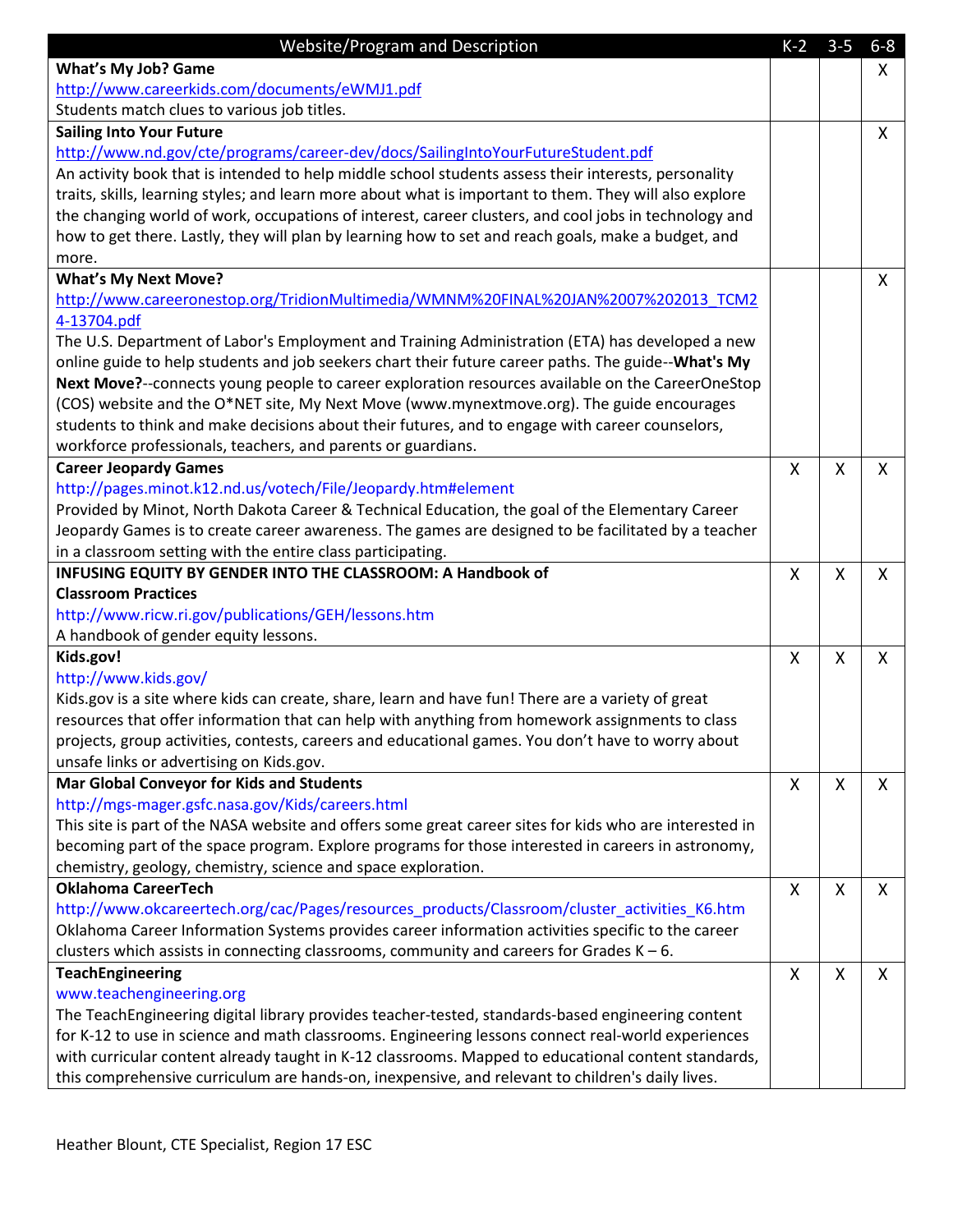| Website/Program and Description | K-2 | 3-5 | 6-8 |
|---|---|---|---|
| **What's My Job? Game**<br>http://www.careerkids.com/documents/eWMJ1.pdf<br>Students match clues to various job titles. | | | X |
| **Sailing Into Your Future**<br>http://www.nd.gov/cte/programs/career-dev/docs/SailingIntoYourFutureStudent.pdf<br>An activity book that is intended to help middle school students assess their interests, personality traits, skills, learning styles; and learn more about what is important to them. They will also explore the changing world of work, occupations of interest, career clusters, and cool jobs in technology and how to get there. Lastly, they will plan by learning how to set and reach goals, make a budget, and more. | | | X |
| **What's My Next Move?**<br>http://www.careeronestop.org/TridionMultimedia/WMNM%20FINAL%20JAN%2007%202013_TCM24-13704.pdf<br>The U.S. Department of Labor's Employment and Training Administration (ETA) has developed a new online guide to help students and job seekers chart their future career paths. The guide--**What's My Next Move?**--connects young people to career exploration resources available on the CareerOneStop (COS) website and the O*NET site, My Next Move (www.mynextmove.org). The guide encourages students to think and make decisions about their futures, and to engage with career counselors, workforce professionals, teachers, and parents or guardians. | | | X |
| **Career Jeopardy Games**<br>http://pages.minot.k12.nd.us/votech/File/Jeopardy.htm#element<br>Provided by Minot, North Dakota Career & Technical Education, the goal of the Elementary Career Jeopardy Games is to create career awareness. The games are designed to be facilitated by a teacher in a classroom setting with the entire class participating. | X | X | X |
| **INFUSING EQUITY BY GENDER INTO THE CLASSROOM: A Handbook of Classroom Practices**<br>http://www.ricw.ri.gov/publications/GEH/lessons.htm<br>A handbook of gender equity lessons. | X | X | X |
| **Kids.gov!**<br>http://www.kids.gov/<br>Kids.gov is a site where kids can create, share, learn and have fun! There are a variety of great resources that offer information that can help with anything from homework assignments to class projects, group activities, contests, careers and educational games. You don't have to worry about unsafe links or advertising on Kids.gov. | X | X | X |
| **Mar Global Conveyor for Kids and Students**<br>http://mgs-mager.gsfc.nasa.gov/Kids/careers.html<br>This site is part of the NASA website and offers some great career sites for kids who are interested in becoming part of the space program. Explore programs for those interested in careers in astronomy, chemistry, geology, chemistry, science and space exploration. | X | X | X |
| **Oklahoma CareerTech**<br>http://www.okcareertech.org/cac/Pages/resources_products/Classroom/cluster_activities_K6.htm<br>Oklahoma Career Information Systems provides career information activities specific to the career clusters which assists in connecting classrooms, community and careers for Grades K – 6. | X | X | X |
| **TeachEngineering**<br>www.teachengineering.org<br>The TeachEngineering digital library provides teacher-tested, standards-based engineering content for K-12 to use in science and math classrooms. Engineering lessons connect real-world experiences with curricular content already taught in K-12 classrooms. Mapped to educational content standards, this comprehensive curriculum are hands-on, inexpensive, and relevant to children's daily lives. | X | X | X |

Heather Blount, CTE Specialist, Region 17 ESC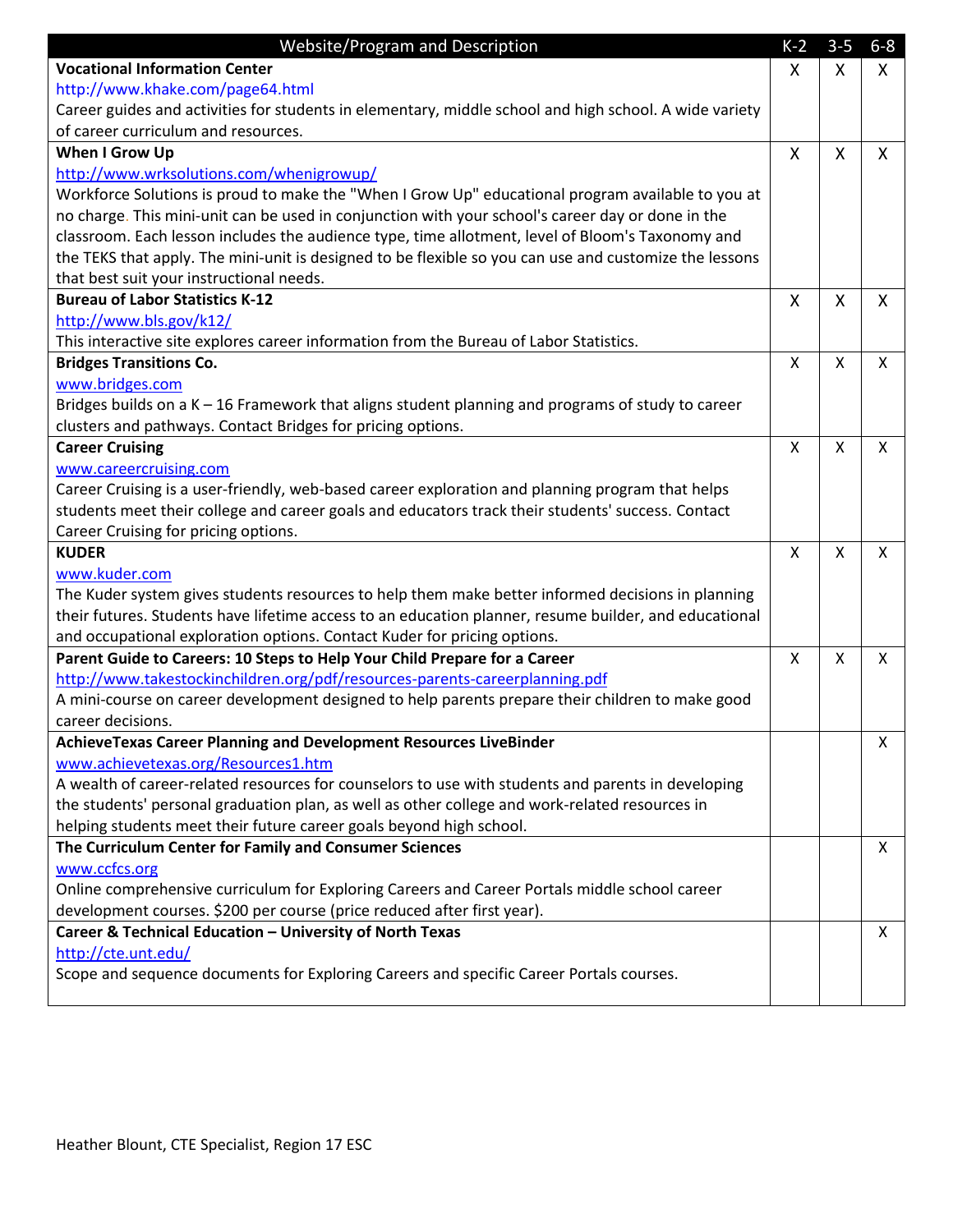| Website/Program and Description | K-2 | 3-5 | 6-8 |
|---|---|---|---|
| **Vocational Information Center**<br>http://www.khake.com/page64.html<br>Career guides and activities for students in elementary, middle school and high school. A wide variety of career curriculum and resources. | X | X | X |
| **When I Grow Up**<br>http://www.wrksolutions.com/whenigrowup/<br>Workforce Solutions is proud to make the "When I Grow Up" educational program available to you at no charge. This mini-unit can be used in conjunction with your school's career day or done in the classroom. Each lesson includes the audience type, time allotment, level of Bloom's Taxonomy and the TEKS that apply. The mini-unit is designed to be flexible so you can use and customize the lessons that best suit your instructional needs. | X | X | X |
| **Bureau of Labor Statistics K-12**<br>http://www.bls.gov/k12/<br>This interactive site explores career information from the Bureau of Labor Statistics. | X | X | X |
| **Bridges Transitions Co.**<br>www.bridges.com<br>Bridges builds on a K – 16 Framework that aligns student planning and programs of study to career clusters and pathways. Contact Bridges for pricing options. | X | X | X |
| **Career Cruising**<br>www.careercruising.com<br>Career Cruising is a user-friendly, web-based career exploration and planning program that helps students meet their college and career goals and educators track their students' success. Contact Career Cruising for pricing options. | X | X | X |
| **KUDER**<br>www.kuder.com<br>The Kuder system gives students resources to help them make better informed decisions in planning their futures. Students have lifetime access to an education planner, resume builder, and educational and occupational exploration options. Contact Kuder for pricing options. | X | X | X |
| **Parent Guide to Careers: 10 Steps to Help Your Child Prepare for a Career**<br>http://www.takestockinchildren.org/pdf/resources-parents-careerplanning.pdf<br>A mini-course on career development designed to help parents prepare their children to make good career decisions. | X | X | X |
| **AchieveTexas Career Planning and Development Resources LiveBinder**<br>www.achievetexas.org/Resources1.htm<br>A wealth of career-related resources for counselors to use with students and parents in developing the students' personal graduation plan, as well as other college and work-related resources in helping students meet their future career goals beyond high school. | | | X |
| **The Curriculum Center for Family and Consumer Sciences**<br>www.ccfcs.org<br>Online comprehensive curriculum for Exploring Careers and Career Portals middle school career development courses. $200 per course (price reduced after first year). | | | X |
| **Career & Technical Education – University of North Texas**<br>http://cte.unt.edu/<br>Scope and sequence documents for Exploring Careers and specific Career Portals courses. | | | X |

Heather Blount, CTE Specialist, Region 17 ESC